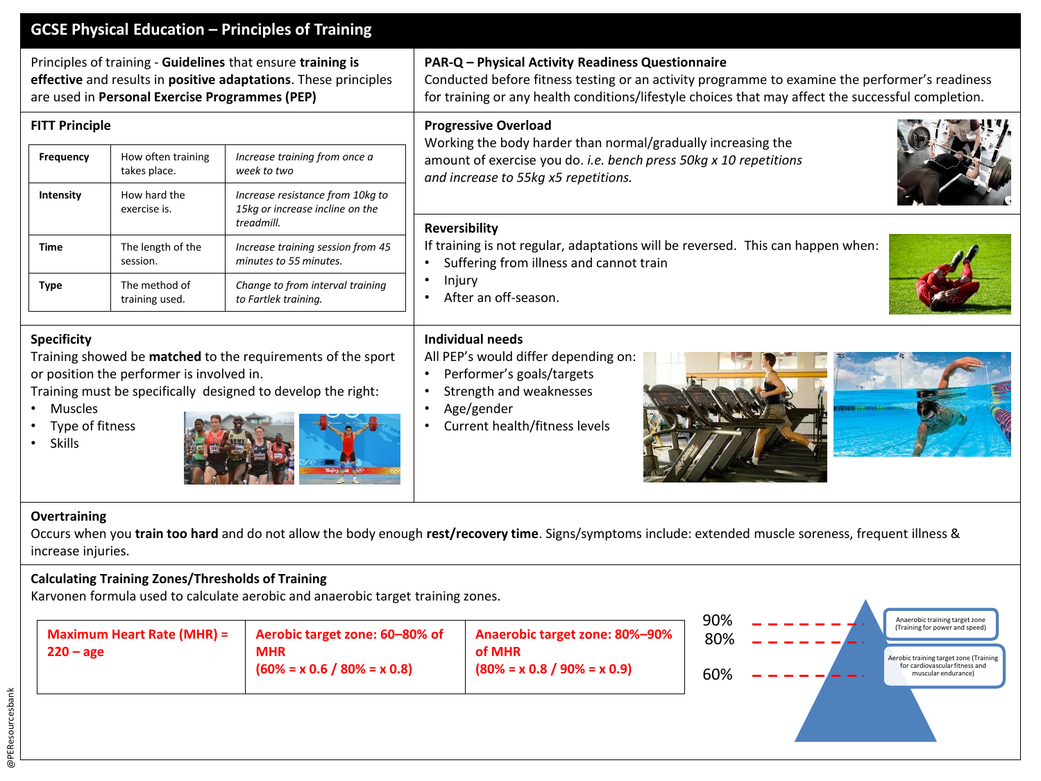# GCSE Physical Education – Principles of Training

Principles of training - **Guidelines** that ensure **training is effective** and results in **positive adaptations**. These principles are used in **Personal Exercise Programmes (PEP)**

## PAR-Q – Physical Activity Readiness Questionnaire

Conducted before fitness testing or an activity programme to examine the performer's readiness for training or any health conditions/lifestyle choices that may affect the successful completion.

## FITT Principle

| | | |
|---|---|---|
| **Frequency** | How often training takes place. | *Increase training from once a week to two* |
| **Intensity** | How hard the exercise is. | *Increase resistance from 10kg to 15kg or increase incline on the treadmill.* |
| **Time** | The length of the session. | *Increase training session from 45 minutes to 55 minutes.* |
| **Type** | The method of training used. | *Change to from interval training to Fartlek training.* |

## Progressive Overload

Working the body harder than normal/gradually increasing the amount of exercise you do. *i.e. bench press 50kg x 10 repetitions and increase to 55kg x5 repetitions.*

## Reversibility

If training is not regular, adaptations will be reversed. This can happen when:

- Suffering from illness and cannot train
- Injury
- After an off-season.

## Specificity

Training showed be **matched** to the requirements of the sport or position the performer is involved in.

Training must be specifically designed to develop the right:

- Muscles
- Type of fitness
- Skills

## Individual needs

All PEP's would differ depending on:

- Performer's goals/targets
- Strength and weaknesses
- Age/gender
- Current health/fitness levels

## Overtraining

Occurs when you **train too hard** and do not allow the body enough **rest/recovery time**. Signs/symptoms include: extended muscle soreness, frequent illness & increase injuries.

## Calculating Training Zones/Thresholds of Training

Karvonen formula used to calculate aerobic and anaerobic target training zones.

| Maximum Heart Rate (MHR) = 220 – age | Aerobic target zone: 60–80% of MHR (60% = x 0.6 / 80% = x 0.8) | Anaerobic target zone: 80%–90% of MHR (80% = x 0.8 / 90% = x 0.9) |
|---|---|---|

90%
80%
60%

Anaerobic training target zone (Training for power and speed)

Aerobic training target zone (Training for cardiovascular fitness and muscular endurance)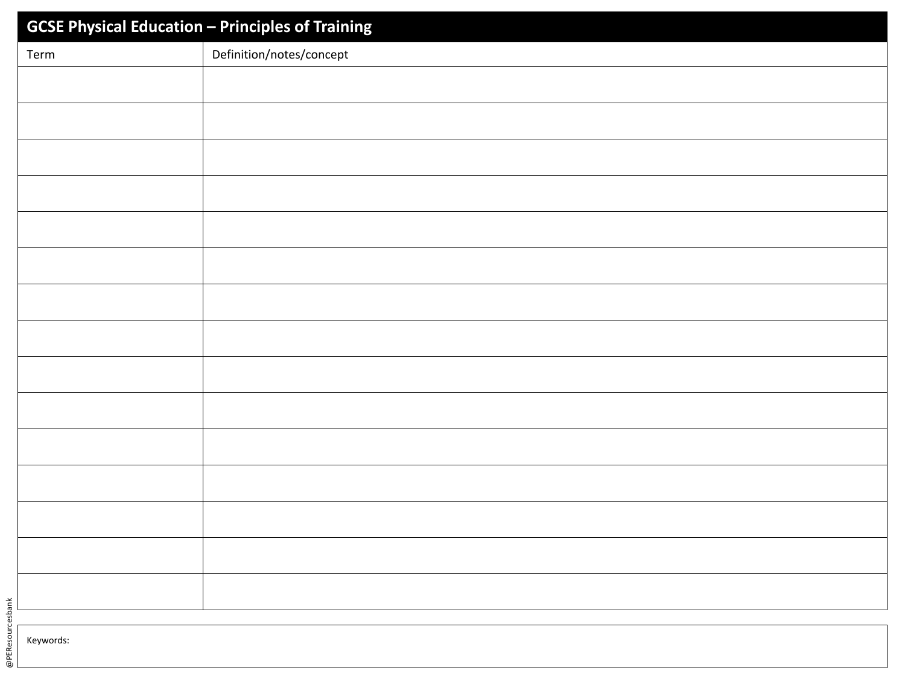## GCSE Physical Education – Principles of Training

| Term | Definition/notes/concept |
| --- | --- |
| | |
| | |
| | |
| | |
| | |
| | |
| | |
| | |
| | |
| | |
| | |
| | |
| | |
| | |
| | |

Keywords: